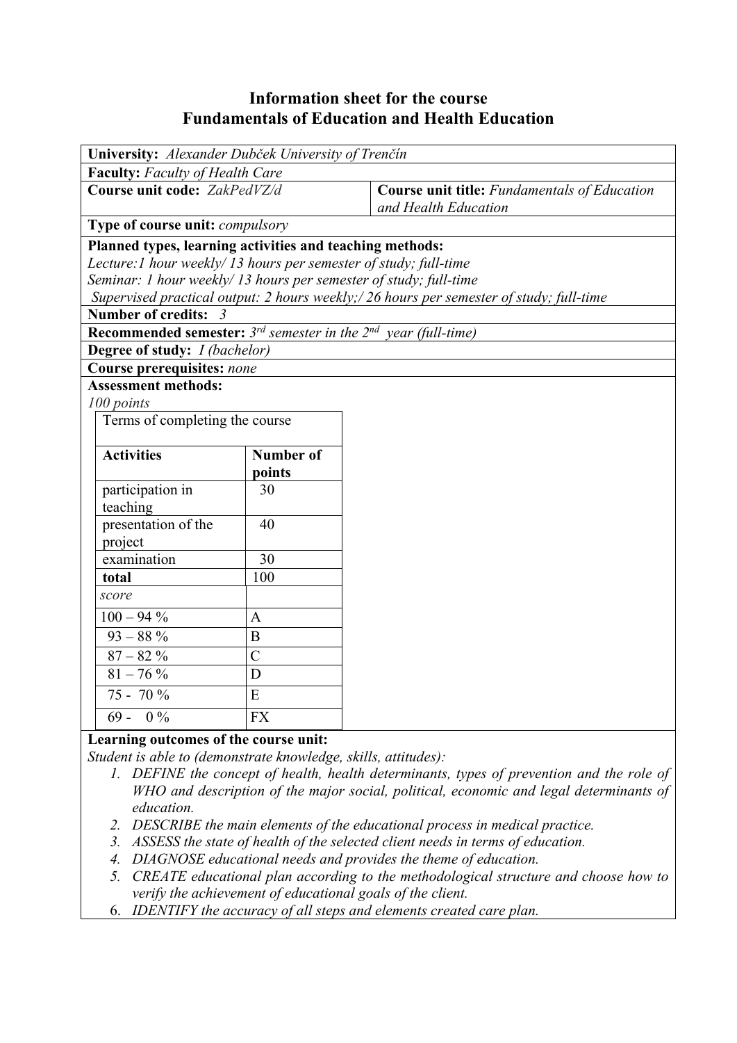# Information sheet for the course Fundamentals of Education and Health Education

**University:** *Alexander Dubček University of Trenčín*

**Faculty:** *Faculty of Health Care*

**Course unit code:** *ZakPedVZ/d*

**Course unit title:** *Fundamentals of Education and Health Education*

**Type of course unit:** *compulsory*

**Planned types, learning activities and teaching methods:**

*Lecture:1 hour weekly/ 13 hours per semester of study; full-time*

*Seminar: 1 hour weekly/ 13 hours per semester of study; full-time*

*Supervised practical output: 2 hours weekly;/ 26 hours per semester of study; full-time*

**Number of credits:** *3*

**Recommended semester:** *3rd semester in the 2nd year (full-time)*

**Degree of study:** *I (bachelor)*

**Course prerequisites:** *none*

**Assessment methods:**

*100 points*

Terms of completing the course

| **Activities** | **Number of points** |
|---|---|
| participation in teaching | 30 |
| presentation of the project | 40 |
| examination | 30 |
| **total** | 100 |
| *score* | |
| 100 – 94 % | A |
| 93 – 88 % | B |
| 87 – 82 % | C |
| 81 – 76 % | D |
| 75 - 70 % | E |
| 69 - 0 % | FX |

**Learning outcomes of the course unit:**

*Student is able to (demonstrate knowledge, skills, attitudes):*

1. *DEFINE the concept of health, health determinants, types of prevention and the role of WHO and description of the major social, political, economic and legal determinants of education.*
2. *DESCRIBE the main elements of the educational process in medical practice.*
3. *ASSESS the state of health of the selected client needs in terms of education.*
4. *DIAGNOSE educational needs and provides the theme of education.*
5. *CREATE educational plan according to the methodological structure and choose how to verify the achievement of educational goals of the client.*
6. *IDENTIFY the accuracy of all steps and elements created care plan.*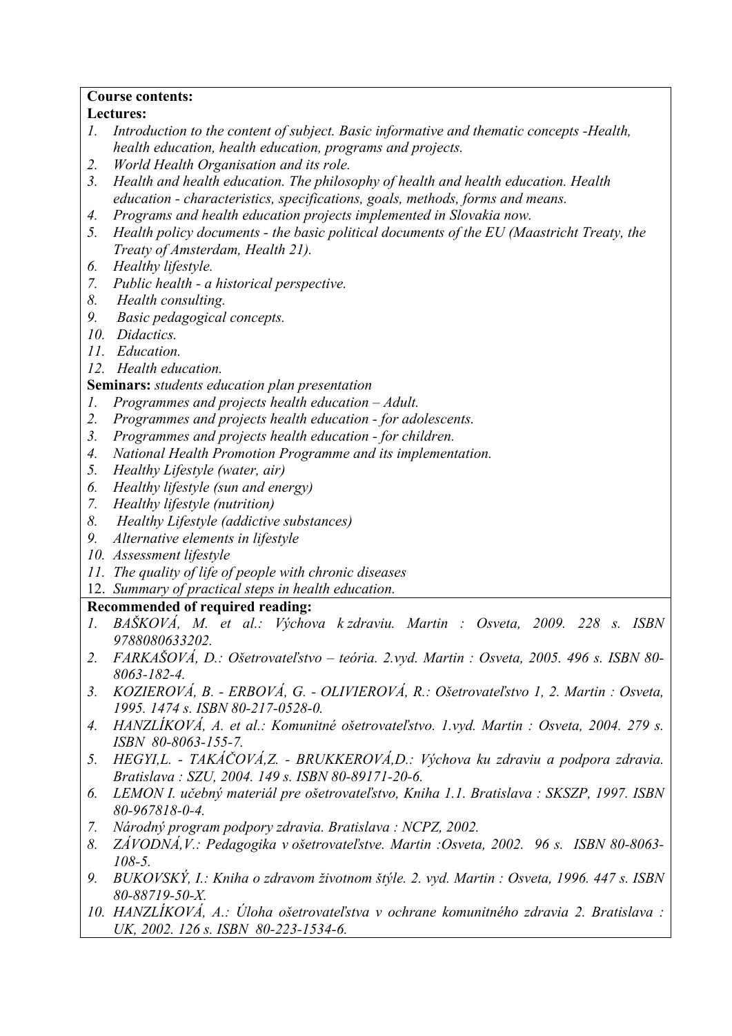**Course contents:**

**Lectures:**

1. *Introduction to the content of subject. Basic informative and thematic concepts -Health, health education, health education, programs and projects.*
2. *World Health Organisation and its role.*
3. *Health and health education. The philosophy of health and health education. Health education - characteristics, specifications, goals, methods, forms and means.*
4. *Programs and health education projects implemented in Slovakia now.*
5. *Health policy documents - the basic political documents of the EU (Maastricht Treaty, the Treaty of Amsterdam, Health 21).*
6. *Healthy lifestyle.*
7. *Public health - a historical perspective.*
8. *Health consulting.*
9. *Basic pedagogical concepts.*
10. *Didactics.*
11. *Education.*
12. *Health education.*

**Seminars:** *students education plan presentation*

1. *Programmes and projects health education – Adult.*
2. *Programmes and projects health education - for adolescents.*
3. *Programmes and projects health education - for children.*
4. *National Health Promotion Programme and its implementation.*
5. *Healthy Lifestyle (water, air)*
6. *Healthy lifestyle (sun and energy)*
7. *Healthy lifestyle (nutrition)*
8. *Healthy Lifestyle (addictive substances)*
9. *Alternative elements in lifestyle*
10. *Assessment lifestyle*
11. *The quality of life of people with chronic diseases*
12. *Summary of practical steps in health education.*

**Recommended of required reading:**

1. *BAŠKOVÁ, M. et al.: Výchova k zdraviu. Martin : Osveta, 2009. 228 s. ISBN 9788080633202.*
2. *FARKAŠOVÁ, D.: Ošetrovateľstvo – teória. 2.vyd. Martin : Osveta, 2005. 496 s. ISBN 80-8063-182-4.*
3. *KOZIEROVÁ, B. - ERBOVÁ, G. - OLIVIEROVÁ, R.: Ošetrovateľstvo 1, 2. Martin : Osveta, 1995. 1474 s. ISBN 80-217-0528-0.*
4. *HANZLÍKOVÁ, A. et al.: Komunitné ošetrovateľstvo. 1.vyd. Martin : Osveta, 2004. 279 s. ISBN 80-8063-155-7.*
5. *HEGYI,L. - TAKÁČOVÁ,Z. - BRUKKEROVÁ,D.: Výchova ku zdraviu a podpora zdravia. Bratislava : SZU, 2004. 149 s. ISBN 80-89171-20-6.*
6. *LEMON I. učebný materiál pre ošetrovateľstvo, Kniha 1.1. Bratislava : SKSZP, 1997. ISBN 80-967818-0-4.*
7. *Národný program podpory zdravia. Bratislava : NCPZ, 2002.*
8. *ZÁVODNÁ,V.: Pedagogika v ošetrovateľstve. Martin :Osveta, 2002. 96 s. ISBN 80-8063-108-5.*
9. *BUKOVSKÝ, I.: Kniha o zdravom životnom štýle. 2. vyd. Martin : Osveta, 1996. 447 s. ISBN 80-88719-50-X.*
10. *HANZLÍKOVÁ, A.: Úloha ošetrovateľstva v ochrane komunitného zdravia 2. Bratislava : UK, 2002. 126 s. ISBN 80-223-1534-6.*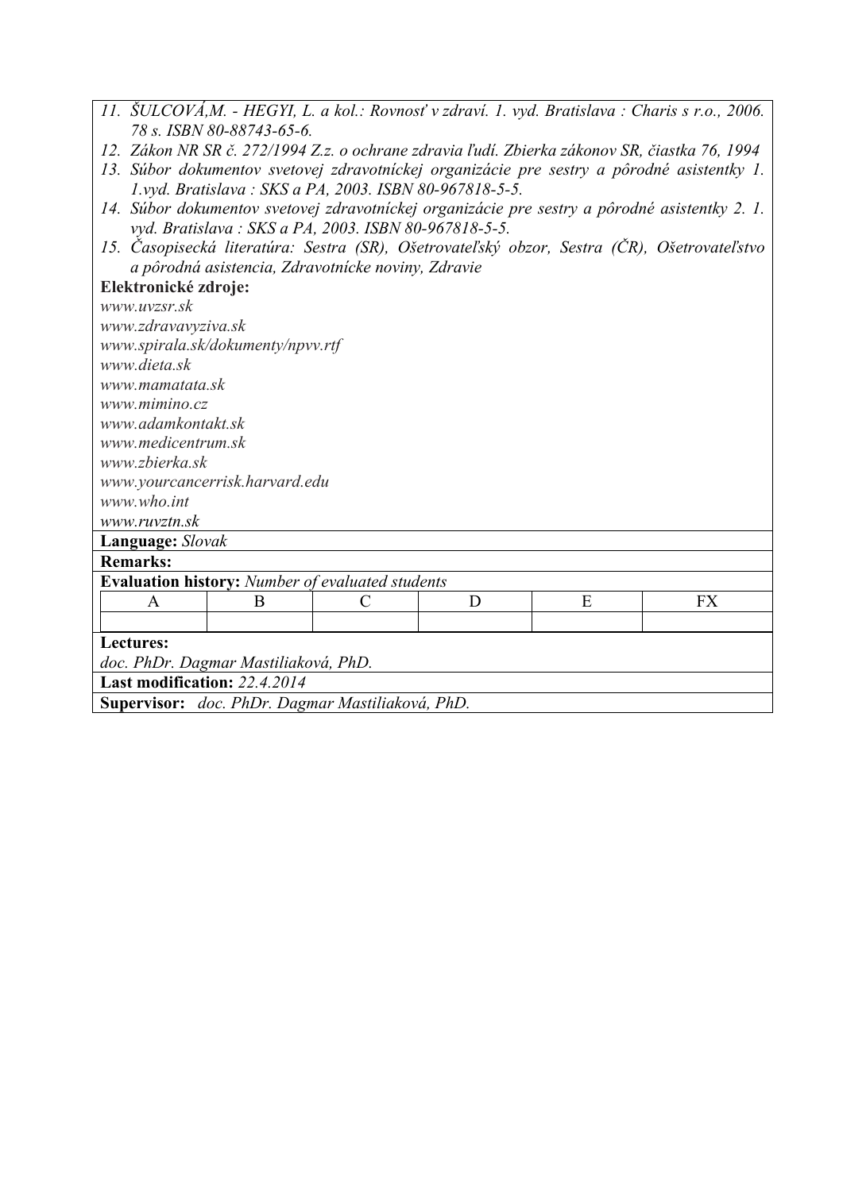11. *ŠULCOVÁ,M. - HEGYI, L. a kol.: Rovnosť v zdraví. 1. vyd. Bratislava : Charis s r.o., 2006. 78 s. ISBN 80-88743-65-6.*
12. *Zákon NR SR č. 272/1994 Z.z. o ochrane zdravia ľudí. Zbierka zákonov SR, čiastka 76, 1994*
13. *Súbor dokumentov svetovej zdravotníckej organizácie pre sestry a pôrodné asistentky 1. 1.vyd. Bratislava : SKS a PA, 2003. ISBN 80-967818-5-5.*
14. *Súbor dokumentov svetovej zdravotníckej organizácie pre sestry a pôrodné asistentky 2. 1. vyd. Bratislava : SKS a PA, 2003. ISBN 80-967818-5-5.*
15. *Časopisecká literatúra: Sestra (SR), Ošetrovateľský obzor, Sestra (ČR), Ošetrovateľstvo a pôrodná asistencia, Zdravotnícke noviny, Zdravie*

**Elektronické zdroje:**

*www.uvzsr.sk*
*www.zdravavyziva.sk*
*www.spirala.sk/dokumenty/npvv.rtf*
*www.dieta.sk*
*www.mamatata.sk*
*www.mimino.cz*
*www.adamkontakt.sk*
*www.medicentrum.sk*
*www.zbierka.sk*
*www.yourcancerrisk.harvard.edu*
*www.who.int*
*www.ruvztn.sk*

**Language:** *Slovak*

**Remarks:**

**Evaluation history:** *Number of evaluated students*

| A | B | C | D | E | FX |
|---|---|---|---|---|---|
| | | | | | |

**Lectures:**
*doc. PhDr. Dagmar Mastiliaková, PhD.*

**Last modification:** *22.4.2014*

**Supervisor:** *doc. PhDr. Dagmar Mastiliaková, PhD.*